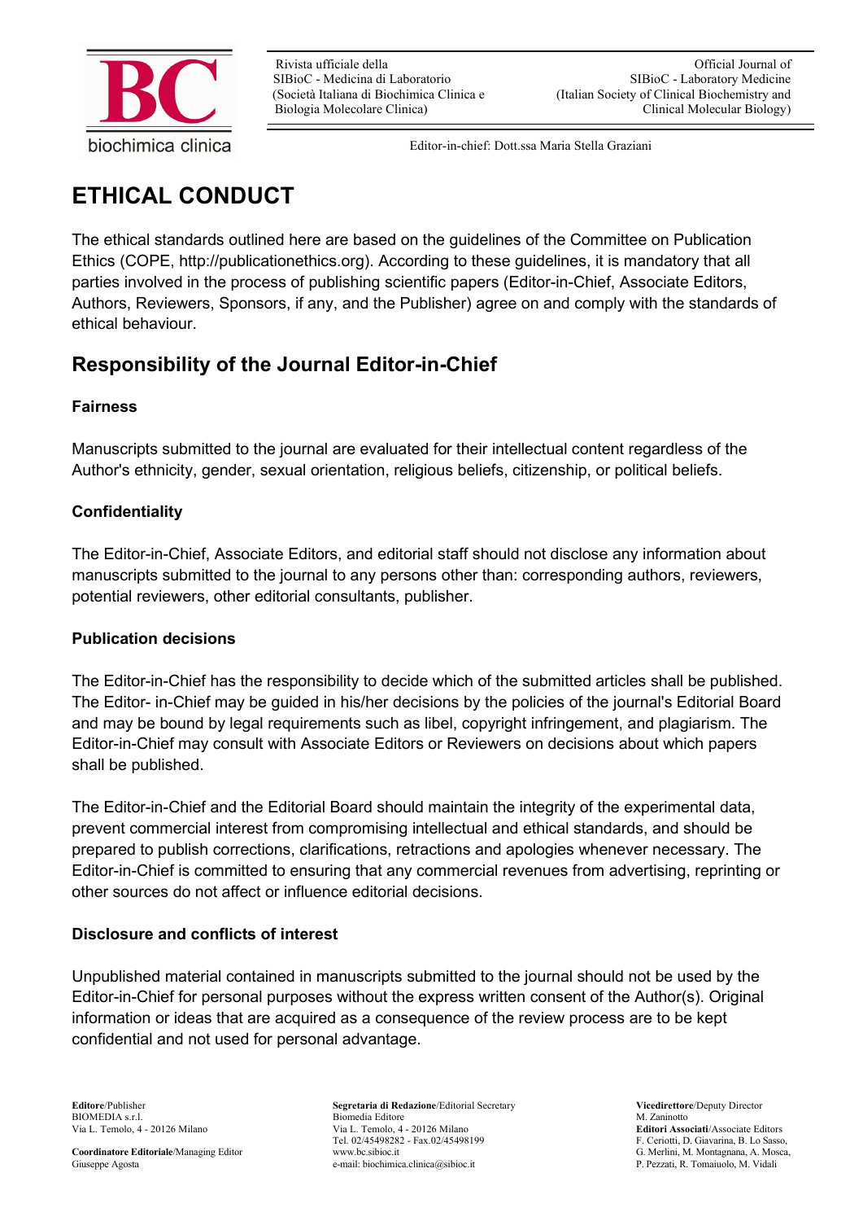# ETHICAL CONDUCT

The ethical standards outlined here are based on the guidelines of the Committee on Publication Ethics (COPE, http://publicationethics.org). According to these guidelines, it is mandatory that all parties involved in the process of publishing scientific papers (Editor-in-Chief, Associate Editors, Authors, Reviewers, Sponsors, if any, and the Publisher) agree on and comply with the standards of ethical behaviour.

## Responsibility of the Journal Editor-in-Chief

### Fairness

Manuscripts submitted to the journal are evaluated for their intellectual content regardless of the Author's ethnicity, gender, sexual orientation, religious beliefs, citizenship, or political beliefs.

### Confidentiality

The Editor-in-Chief, Associate Editors, and editorial staff should not disclose any information about manuscripts submitted to the journal to any persons other than: corresponding authors, reviewers, potential reviewers, other editorial consultants, publisher.

### Publication decisions

The Editor-in-Chief has the responsibility to decide which of the submitted articles shall be published. The Editor- in-Chief may be guided in his/her decisions by the policies of the journal's Editorial Board and may be bound by legal requirements such as libel, copyright infringement, and plagiarism. The Editor-in-Chief may consult with Associate Editors or Reviewers on decisions about which papers shall be published.

The Editor-in-Chief and the Editorial Board should maintain the integrity of the experimental data, prevent commercial interest from compromising intellectual and ethical standards, and should be prepared to publish corrections, clarifications, retractions and apologies whenever necessary. The Editor-in-Chief is committed to ensuring that any commercial revenues from advertising, reprinting or other sources do not affect or influence editorial decisions.

### Disclosure and conflicts of interest

Unpublished material contained in manuscripts submitted to the journal should not be used by the Editor-in-Chief for personal purposes without the express written consent of the Author(s). Original information or ideas that are acquired as a consequence of the review process are to be kept confidential and not used for personal advantage.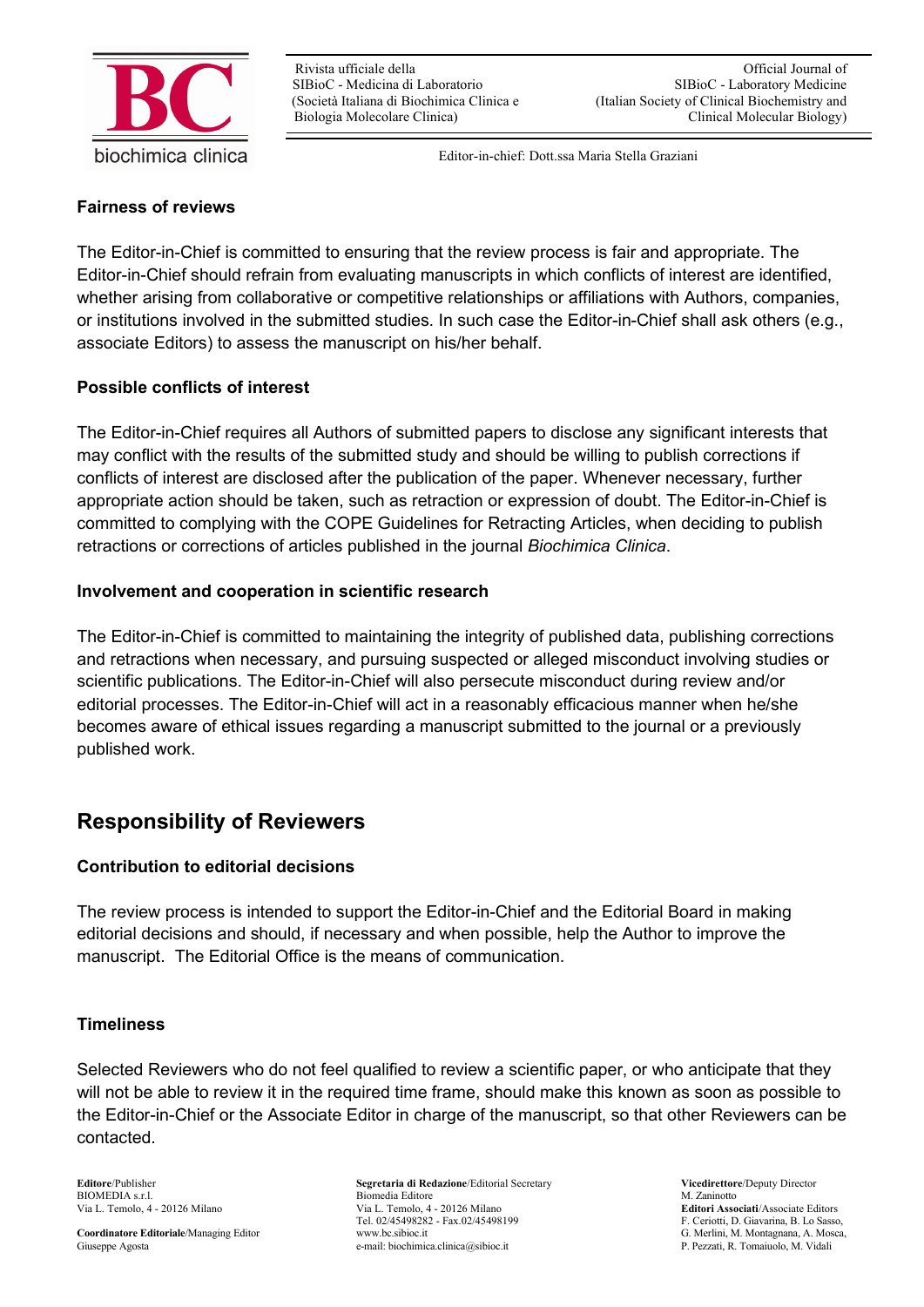### Fairness of reviews

The Editor-in-Chief is committed to ensuring that the review process is fair and appropriate. The Editor-in-Chief should refrain from evaluating manuscripts in which conflicts of interest are identified, whether arising from collaborative or competitive relationships or affiliations with Authors, companies, or institutions involved in the submitted studies. In such case the Editor-in-Chief shall ask others (e.g., associate Editors) to assess the manuscript on his/her behalf.

### Possible conflicts of interest

The Editor-in-Chief requires all Authors of submitted papers to disclose any significant interests that may conflict with the results of the submitted study and should be willing to publish corrections if conflicts of interest are disclosed after the publication of the paper. Whenever necessary, further appropriate action should be taken, such as retraction or expression of doubt. The Editor-in-Chief is committed to complying with the COPE Guidelines for Retracting Articles, when deciding to publish retractions or corrections of articles published in the journal *Biochimica Clinica*.

### Involvement and cooperation in scientific research

The Editor-in-Chief is committed to maintaining the integrity of published data, publishing corrections and retractions when necessary, and pursuing suspected or alleged misconduct involving studies or scientific publications. The Editor-in-Chief will also persecute misconduct during review and/or editorial processes. The Editor-in-Chief will act in a reasonably efficacious manner when he/she becomes aware of ethical issues regarding a manuscript submitted to the journal or a previously published work.

## Responsibility of Reviewers

### Contribution to editorial decisions

The review process is intended to support the Editor-in-Chief and the Editorial Board in making editorial decisions and should, if necessary and when possible, help the Author to improve the manuscript. The Editorial Office is the means of communication.

### Timeliness

Selected Reviewers who do not feel qualified to review a scientific paper, or who anticipate that they will not be able to review it in the required time frame, should make this known as soon as possible to the Editor-in-Chief or the Associate Editor in charge of the manuscript, so that other Reviewers can be contacted.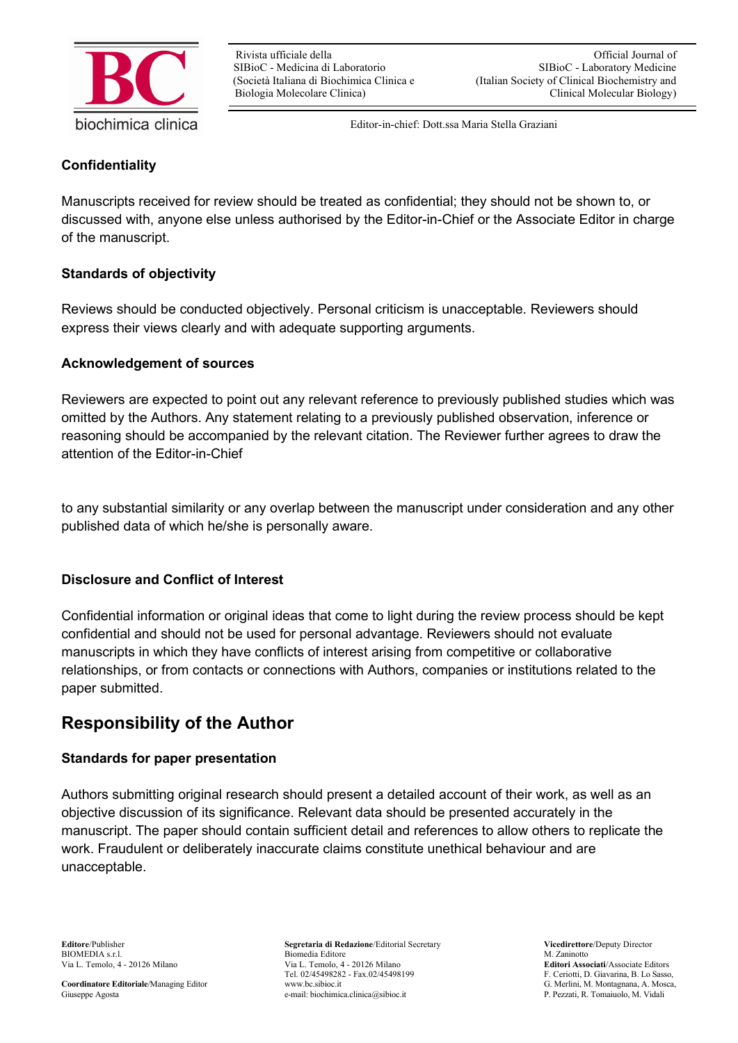### Confidentiality

Manuscripts received for review should be treated as confidential; they should not be shown to, or discussed with, anyone else unless authorised by the Editor-in-Chief or the Associate Editor in charge of the manuscript.

### Standards of objectivity

Reviews should be conducted objectively. Personal criticism is unacceptable. Reviewers should express their views clearly and with adequate supporting arguments.

### Acknowledgement of sources

Reviewers are expected to point out any relevant reference to previously published studies which was omitted by the Authors. Any statement relating to a previously published observation, inference or reasoning should be accompanied by the relevant citation. The Reviewer further agrees to draw the attention of the Editor-in-Chief

to any substantial similarity or any overlap between the manuscript under consideration and any other published data of which he/she is personally aware.

### Disclosure and Conflict of Interest

Confidential information or original ideas that come to light during the review process should be kept confidential and should not be used for personal advantage. Reviewers should not evaluate manuscripts in which they have conflicts of interest arising from competitive or collaborative relationships, or from contacts or connections with Authors, companies or institutions related to the paper submitted.

## Responsibility of the Author

### Standards for paper presentation

Authors submitting original research should present a detailed account of their work, as well as an objective discussion of its significance. Relevant data should be presented accurately in the manuscript. The paper should contain sufficient detail and references to allow others to replicate the work. Fraudulent or deliberately inaccurate claims constitute unethical behaviour and are unacceptable.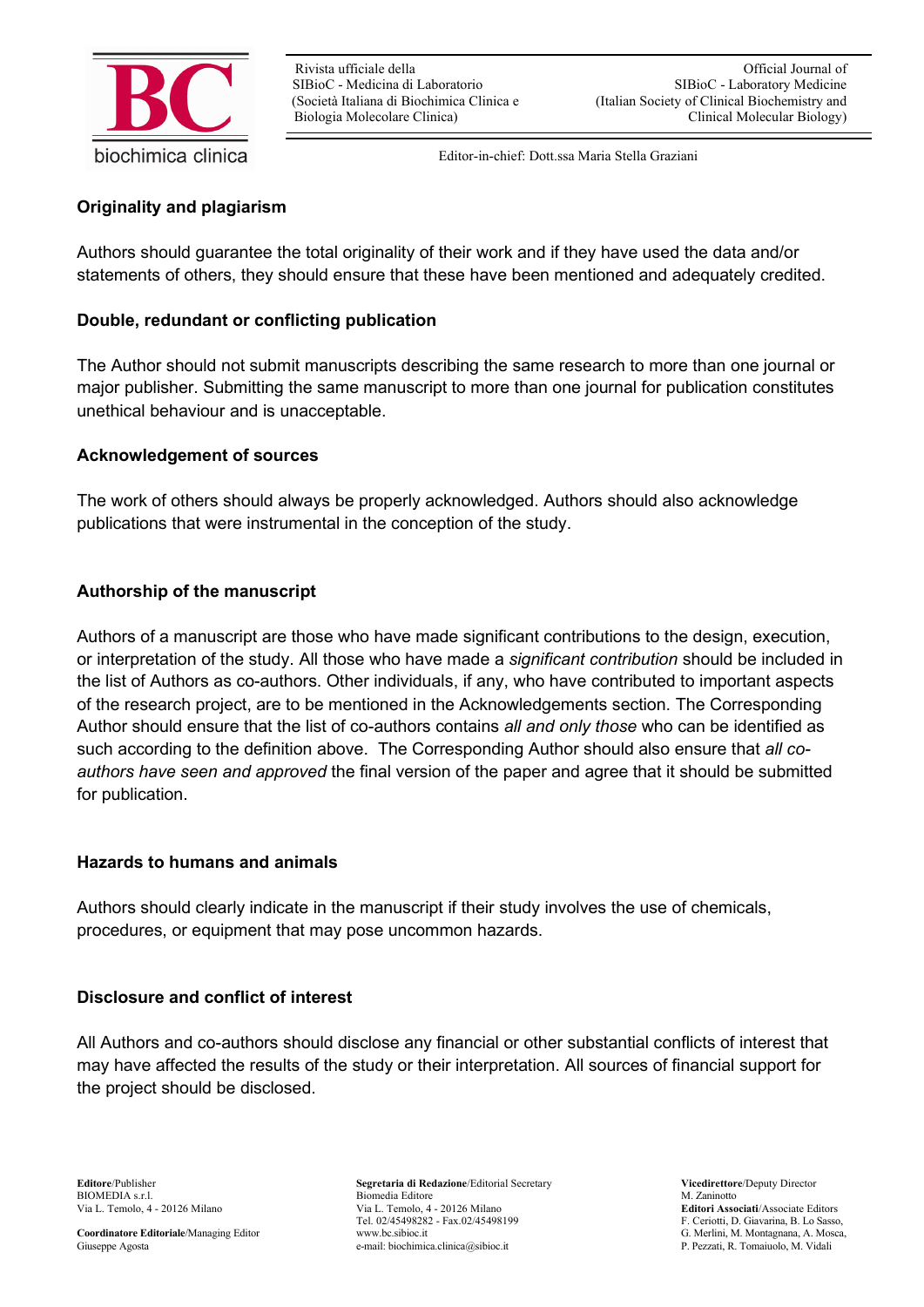## Originality and plagiarism

Authors should guarantee the total originality of their work and if they have used the data and/or statements of others, they should ensure that these have been mentioned and adequately credited.

## Double, redundant or conflicting publication

The Author should not submit manuscripts describing the same research to more than one journal or major publisher. Submitting the same manuscript to more than one journal for publication constitutes unethical behaviour and is unacceptable.

## Acknowledgement of sources

The work of others should always be properly acknowledged. Authors should also acknowledge publications that were instrumental in the conception of the study.

## Authorship of the manuscript

Authors of a manuscript are those who have made significant contributions to the design, execution, or interpretation of the study. All those who have made a *significant contribution* should be included in the list of Authors as co-authors. Other individuals, if any, who have contributed to important aspects of the research project, are to be mentioned in the Acknowledgements section. The Corresponding Author should ensure that the list of co-authors contains *all and only those* who can be identified as such according to the definition above. The Corresponding Author should also ensure that *all co-authors have seen and approved* the final version of the paper and agree that it should be submitted for publication.

## Hazards to humans and animals

Authors should clearly indicate in the manuscript if their study involves the use of chemicals, procedures, or equipment that may pose uncommon hazards.

## Disclosure and conflict of interest

All Authors and co-authors should disclose any financial or other substantial conflicts of interest that may have affected the results of the study or their interpretation. All sources of financial support for the project should be disclosed.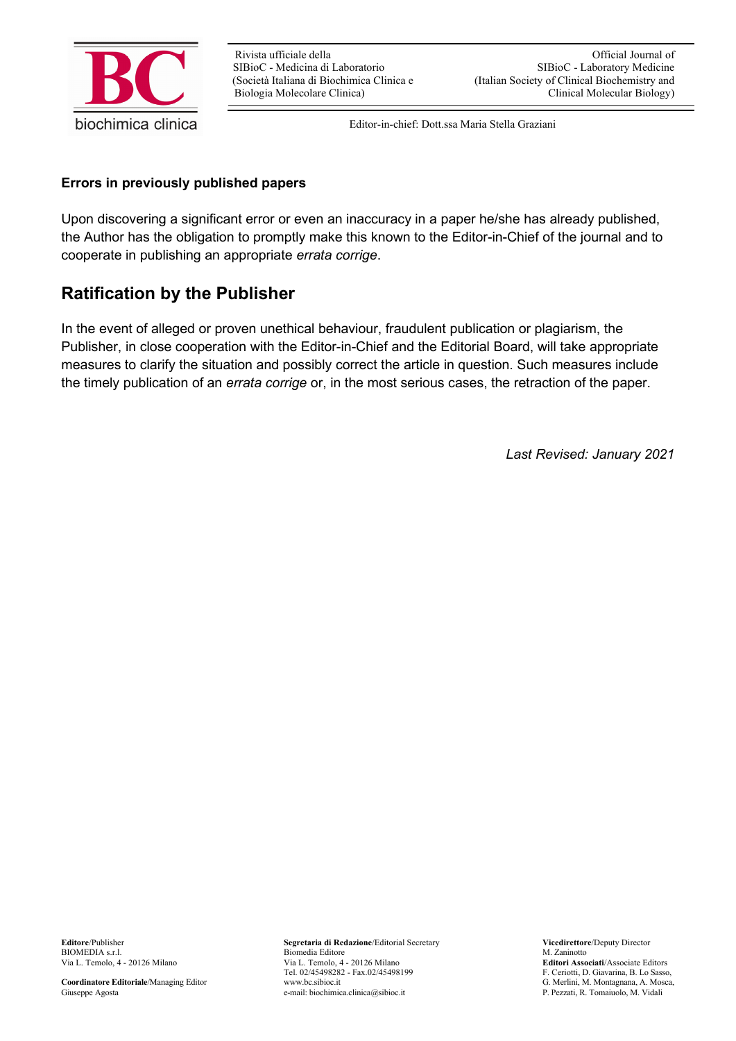**Errors in previously published papers**

Upon discovering a significant error or even an inaccuracy in a paper he/she has already published, the Author has the obligation to promptly make this known to the Editor-in-Chief of the journal and to cooperate in publishing an appropriate *errata corrige*.

## Ratification by the Publisher

In the event of alleged or proven unethical behaviour, fraudulent publication or plagiarism, the Publisher, in close cooperation with the Editor-in-Chief and the Editorial Board, will take appropriate measures to clarify the situation and possibly correct the article in question. Such measures include the timely publication of an *errata corrige* or, in the most serious cases, the retraction of the paper.

*Last Revised: January 2021*